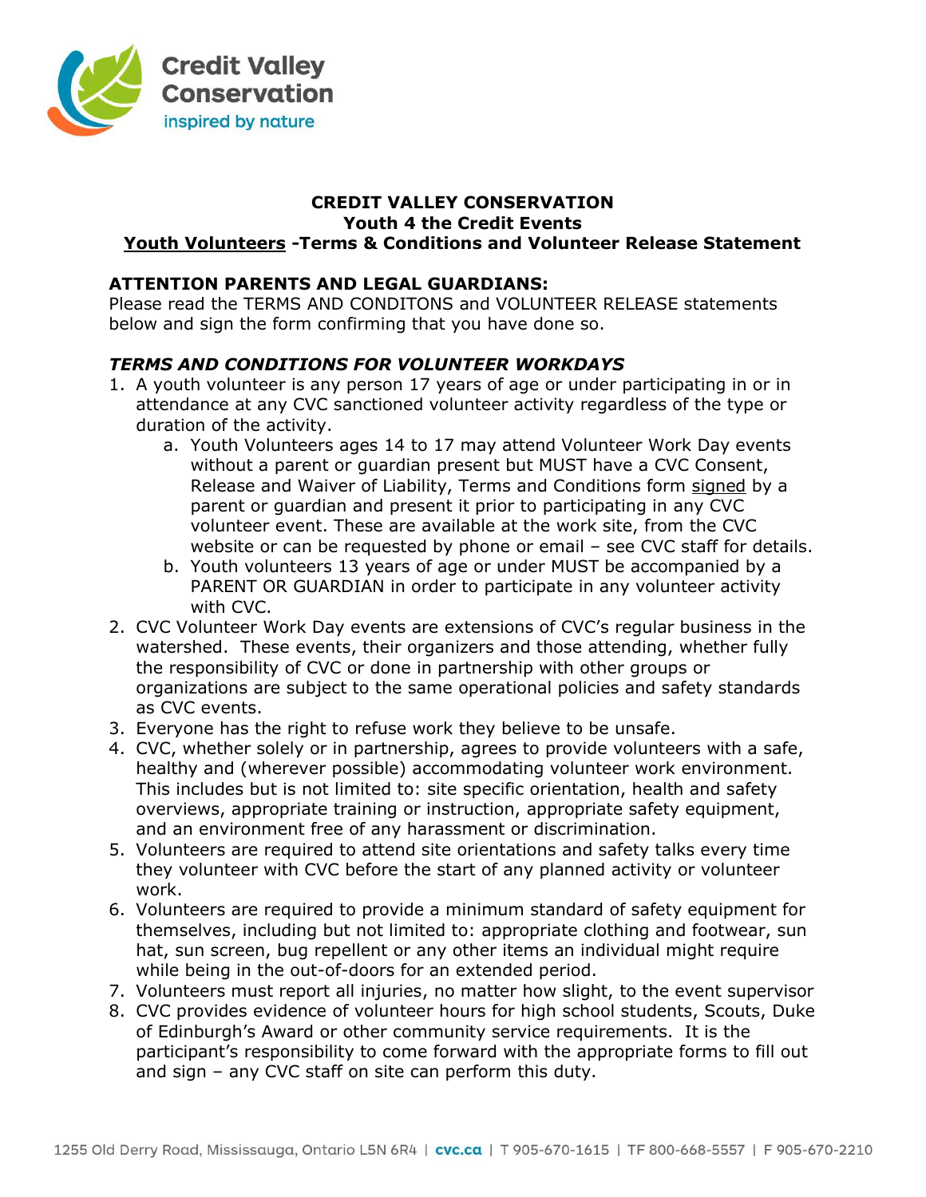Credit Valley Conservation
inspired by nature

**CREDIT VALLEY CONSERVATION**
**Youth 4 the Credit Events**
**Youth Volunteers -Terms & Conditions and Volunteer Release Statement**

**ATTENTION PARENTS AND LEGAL GUARDIANS:**
Please read the TERMS AND CONDITONS and VOLUNTEER RELEASE statements below and sign the form confirming that you have done so.

### *TERMS AND CONDITIONS FOR VOLUNTEER WORKDAYS*

1. A youth volunteer is any person 17 years of age or under participating in or in attendance at any CVC sanctioned volunteer activity regardless of the type or duration of the activity.
   a. Youth Volunteers ages 14 to 17 may attend Volunteer Work Day events without a parent or guardian present but MUST have a CVC Consent, Release and Waiver of Liability, Terms and Conditions form signed by a parent or guardian and present it prior to participating in any CVC volunteer event. These are available at the work site, from the CVC website or can be requested by phone or email – see CVC staff for details.
   b. Youth volunteers 13 years of age or under MUST be accompanied by a PARENT OR GUARDIAN in order to participate in any volunteer activity with CVC.
2. CVC Volunteer Work Day events are extensions of CVC's regular business in the watershed. These events, their organizers and those attending, whether fully the responsibility of CVC or done in partnership with other groups or organizations are subject to the same operational policies and safety standards as CVC events.
3. Everyone has the right to refuse work they believe to be unsafe.
4. CVC, whether solely or in partnership, agrees to provide volunteers with a safe, healthy and (wherever possible) accommodating volunteer work environment. This includes but is not limited to: site specific orientation, health and safety overviews, appropriate training or instruction, appropriate safety equipment, and an environment free of any harassment or discrimination.
5. Volunteers are required to attend site orientations and safety talks every time they volunteer with CVC before the start of any planned activity or volunteer work.
6. Volunteers are required to provide a minimum standard of safety equipment for themselves, including but not limited to: appropriate clothing and footwear, sun hat, sun screen, bug repellent or any other items an individual might require while being in the out-of-doors for an extended period.
7. Volunteers must report all injuries, no matter how slight, to the event supervisor
8. CVC provides evidence of volunteer hours for high school students, Scouts, Duke of Edinburgh's Award or other community service requirements. It is the participant's responsibility to come forward with the appropriate forms to fill out and sign – any CVC staff on site can perform this duty.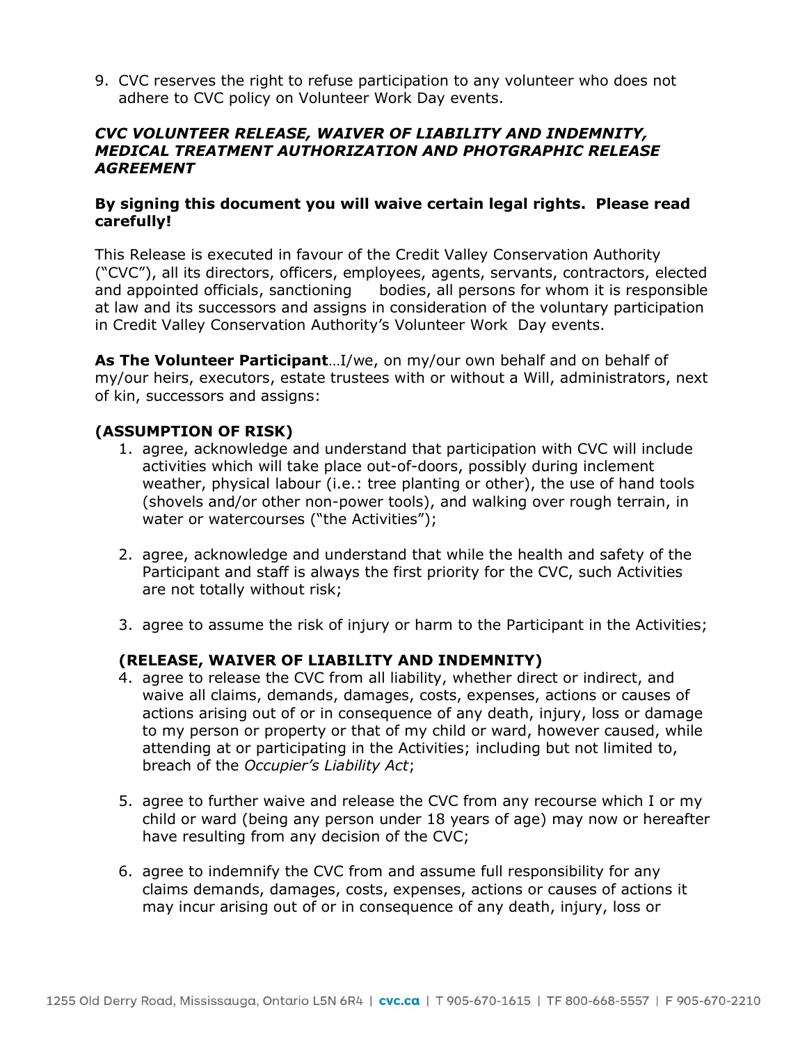9. CVC reserves the right to refuse participation to any volunteer who does not adhere to CVC policy on Volunteer Work Day events.

***CVC VOLUNTEER RELEASE, WAIVER OF LIABILITY AND INDEMNITY, MEDICAL TREATMENT AUTHORIZATION AND PHOTGRAPHIC RELEASE AGREEMENT***

**By signing this document you will waive certain legal rights. Please read carefully!**

This Release is executed in favour of the Credit Valley Conservation Authority ("CVC"), all its directors, officers, employees, agents, servants, contractors, elected and appointed officials, sanctioning bodies, all persons for whom it is responsible at law and its successors and assigns in consideration of the voluntary participation in Credit Valley Conservation Authority's Volunteer Work Day events.

**As The Volunteer Participant**…I/we, on my/our own behalf and on behalf of my/our heirs, executors, estate trustees with or without a Will, administrators, next of kin, successors and assigns:

**(ASSUMPTION OF RISK)**

1. agree, acknowledge and understand that participation with CVC will include activities which will take place out-of-doors, possibly during inclement weather, physical labour (i.e.: tree planting or other), the use of hand tools (shovels and/or other non-power tools), and walking over rough terrain, in water or watercourses ("the Activities");

2. agree, acknowledge and understand that while the health and safety of the Participant and staff is always the first priority for the CVC, such Activities are not totally without risk;

3. agree to assume the risk of injury or harm to the Participant in the Activities;

**(RELEASE, WAIVER OF LIABILITY AND INDEMNITY)**

4. agree to release the CVC from all liability, whether direct or indirect, and waive all claims, demands, damages, costs, expenses, actions or causes of actions arising out of or in consequence of any death, injury, loss or damage to my person or property or that of my child or ward, however caused, while attending at or participating in the Activities; including but not limited to, breach of the *Occupier's Liability Act*;

5. agree to further waive and release the CVC from any recourse which I or my child or ward (being any person under 18 years of age) may now or hereafter have resulting from any decision of the CVC;

6. agree to indemnify the CVC from and assume full responsibility for any claims demands, damages, costs, expenses, actions or causes of actions it may incur arising out of or in consequence of any death, injury, loss or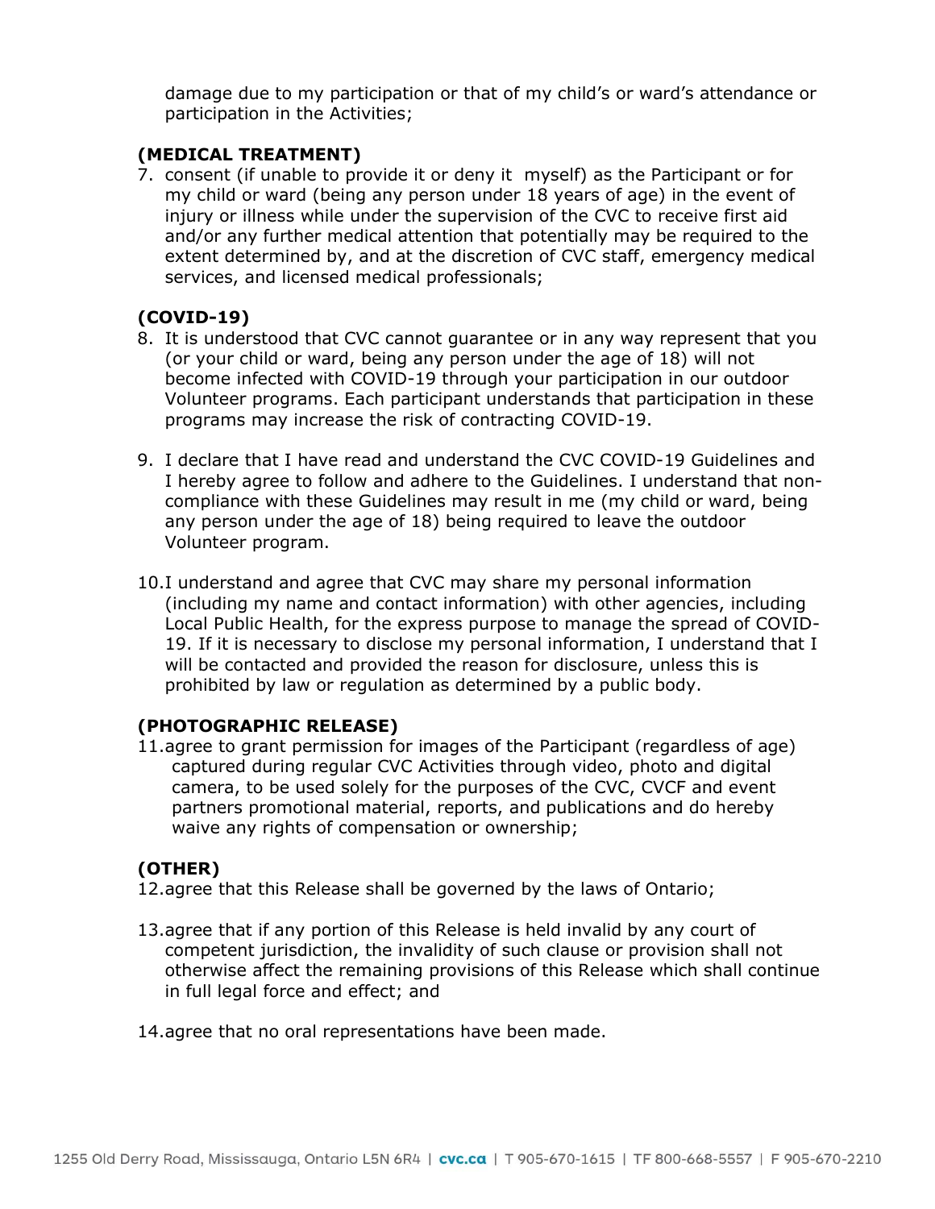damage due to my participation or that of my child's or ward's attendance or participation in the Activities;

### (MEDICAL TREATMENT)

7. consent (if unable to provide it or deny it myself) as the Participant or for my child or ward (being any person under 18 years of age) in the event of injury or illness while under the supervision of the CVC to receive first aid and/or any further medical attention that potentially may be required to the extent determined by, and at the discretion of CVC staff, emergency medical services, and licensed medical professionals;

### (COVID-19)

8. It is understood that CVC cannot guarantee or in any way represent that you (or your child or ward, being any person under the age of 18) will not become infected with COVID-19 through your participation in our outdoor Volunteer programs. Each participant understands that participation in these programs may increase the risk of contracting COVID-19.

9. I declare that I have read and understand the CVC COVID-19 Guidelines and I hereby agree to follow and adhere to the Guidelines. I understand that non-compliance with these Guidelines may result in me (my child or ward, being any person under the age of 18) being required to leave the outdoor Volunteer program.

10. I understand and agree that CVC may share my personal information (including my name and contact information) with other agencies, including Local Public Health, for the express purpose to manage the spread of COVID-19. If it is necessary to disclose my personal information, I understand that I will be contacted and provided the reason for disclosure, unless this is prohibited by law or regulation as determined by a public body.

### (PHOTOGRAPHIC RELEASE)

11. agree to grant permission for images of the Participant (regardless of age) captured during regular CVC Activities through video, photo and digital camera, to be used solely for the purposes of the CVC, CVCF and event partners promotional material, reports, and publications and do hereby waive any rights of compensation or ownership;

### (OTHER)

12. agree that this Release shall be governed by the laws of Ontario;

13. agree that if any portion of this Release is held invalid by any court of competent jurisdiction, the invalidity of such clause or provision shall not otherwise affect the remaining provisions of this Release which shall continue in full legal force and effect; and

14. agree that no oral representations have been made.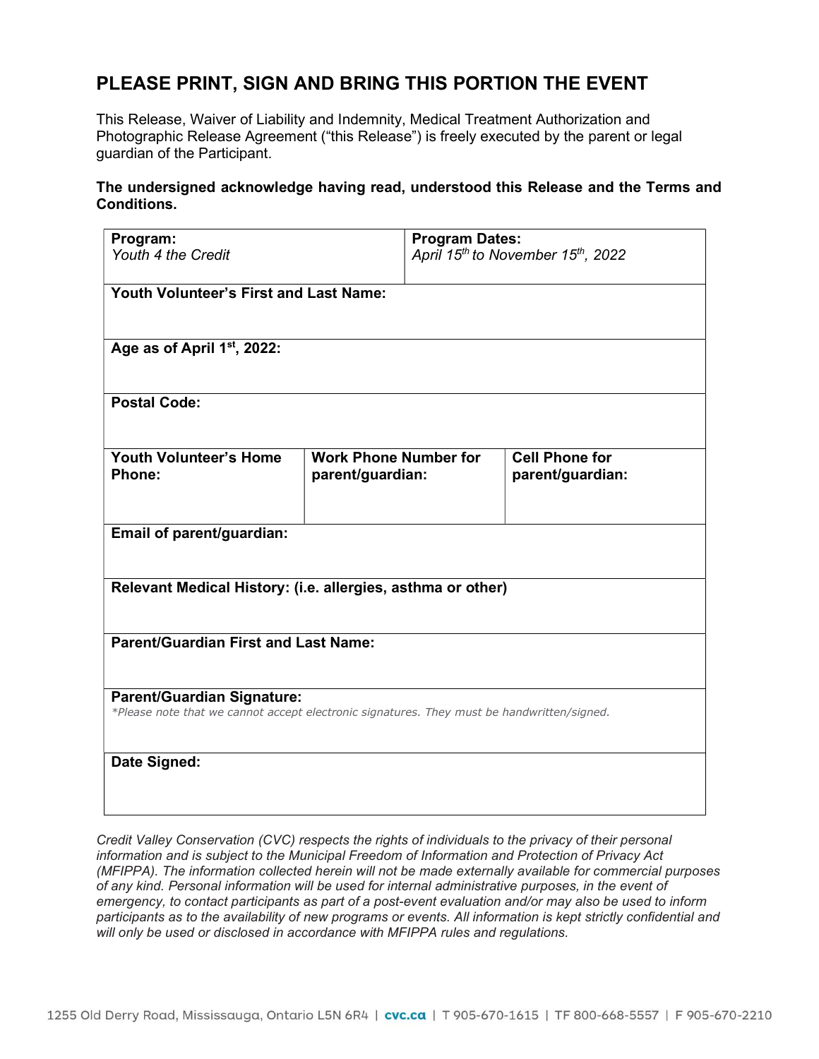## PLEASE PRINT, SIGN AND BRING THIS PORTION THE EVENT

This Release, Waiver of Liability and Indemnity, Medical Treatment Authorization and Photographic Release Agreement ("this Release") is freely executed by the parent or legal guardian of the Participant.

**The undersigned acknowledge having read, understood this Release and the Terms and Conditions.**

| | | |
|---|---|---|
| **Program:**<br>*Youth 4 the Credit* | **Program Dates:**<br>*April 15th to November 15th, 2022* | |
| **Youth Volunteer's First and Last Name:** | | |
| **Age as of April 1st, 2022:** | | |
| **Postal Code:** | | |
| **Youth Volunteer's Home Phone:** | **Work Phone Number for parent/guardian:** | **Cell Phone for parent/guardian:** |
| **Email of parent/guardian:** | | |
| **Relevant Medical History: (i.e. allergies, asthma or other)** | | |
| **Parent/Guardian First and Last Name:** | | |
| **Parent/Guardian Signature:**<br>*\*Please note that we cannot accept electronic signatures. They must be handwritten/signed.* | | |
| **Date Signed:** | | |

*Credit Valley Conservation (CVC) respects the rights of individuals to the privacy of their personal information and is subject to the Municipal Freedom of Information and Protection of Privacy Act (MFIPPA). The information collected herein will not be made externally available for commercial purposes of any kind. Personal information will be used for internal administrative purposes, in the event of emergency, to contact participants as part of a post-event evaluation and/or may also be used to inform participants as to the availability of new programs or events. All information is kept strictly confidential and will only be used or disclosed in accordance with MFIPPA rules and regulations.*

1255 Old Derry Road, Mississauga, Ontario L5N 6R4 | cvc.ca | T 905-670-1615 | TF 800-668-5557 | F 905-670-2210